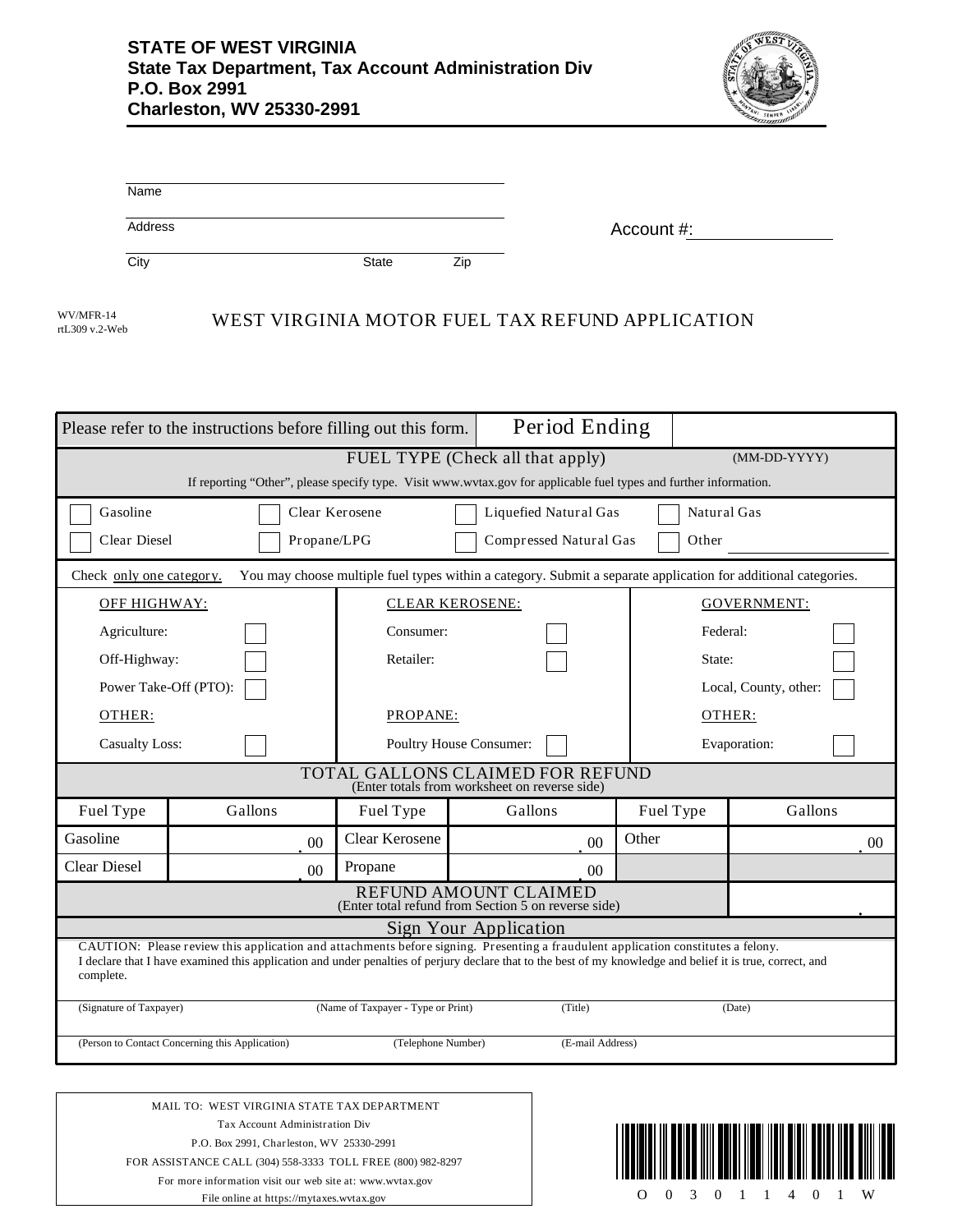**STATE OF WEST VIRGINIA**
**State Tax Department, Tax Account Administration Div**
**P.O. Box 2991**
**Charleston, WV 25330-2991**

Name

Address

City State Zip

Account #:

WV/MFR-14
rtL309 v.2-Web

# WEST VIRGINIA MOTOR FUEL TAX REFUND APPLICATION

Please refer to the instructions before filling out this form.

Period Ending (MM-DD-YYYY)

## FUEL TYPE (Check all that apply)

If reporting "Other", please specify type. Visit www.wvtax.gov for applicable fuel types and further information.

- ☐ Gasoline
- ☐ Clear Diesel
- ☐ Clear Kerosene
- ☐ Propane/LPG
- ☐ Liquefied Natural Gas
- ☐ Compressed Natural Gas
- ☐ Natural Gas
- ☐ Other ____________

Check only one category. You may choose multiple fuel types within a category. Submit a separate application for additional categories.

| OFF HIGHWAY: | | CLEAR KEROSENE: | | GOVERNMENT: | |
|---|---|---|---|---|---|
| Agriculture: | ☐ | Consumer: | ☐ | Federal: | ☐ |
| Off-Highway: | ☐ | Retailer: | ☐ | State: | ☐ |
| Power Take-Off (PTO): | ☐ | | | Local, County, other: | ☐ |
| OTHER: | | PROPANE: | | OTHER: | |
| Casualty Loss: | ☐ | Poultry House Consumer: | ☐ | Evaporation: | ☐ |

## TOTAL GALLONS CLAIMED FOR REFUND
(Enter totals from worksheet on reverse side)

| Fuel Type | Gallons | Fuel Type | Gallons | Fuel Type | Gallons |
|---|---|---|---|---|---|
| Gasoline | . 00 | Clear Kerosene | . 00 | Other | . 00 |
| Clear Diesel | . 00 | Propane | . 00 | | |

## REFUND AMOUNT CLAIMED
(Enter total refund from Section 5 on reverse side) .

## Sign Your Application

CAUTION: Please review this application and attachments before signing. Presenting a fraudulent application constitutes a felony.
I declare that I have examined this application and under penalties of perjury declare that to the best of my knowledge and belief it is true, correct, and complete.

(Signature of Taxpayer) (Name of Taxpayer - Type or Print) (Title) (Date)

(Person to Contact Concerning this Application) (Telephone Number) (E-mail Address)

MAIL TO: WEST VIRGINIA STATE TAX DEPARTMENT
Tax Account Administration Div
P.O. Box 2991, Charleston, WV 25330-2991
FOR ASSISTANCE CALL (304) 558-3333 TOLL FREE (800) 982-8297
For more information visit our web site at: www.wvtax.gov
File online at https://mytaxes.wvtax.gov

O 0 3 0 1 1 4 0 1 W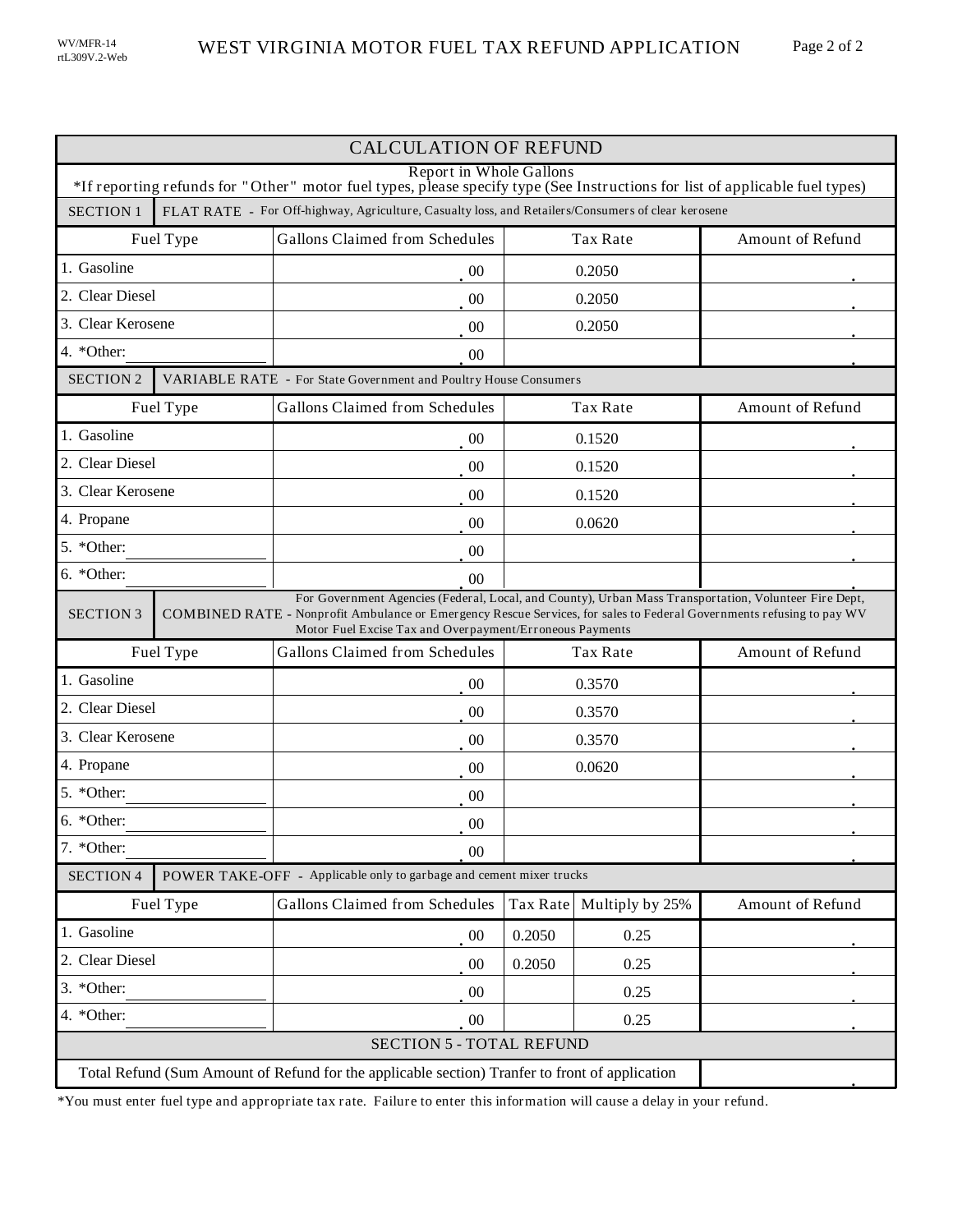WV/MFR-14
rtL309V.2-Web

# WEST VIRGINIA MOTOR FUEL TAX REFUND APPLICATION

## CALCULATION OF REFUND

Report in Whole Gallons
*If reporting refunds for "Other" motor fuel types, please specify type (See Instructions for list of applicable fuel types)

**SECTION 1** FLAT RATE - For Off-highway, Agriculture, Casualty loss, and Retailers/Consumers of clear kerosene

| Fuel Type | Gallons Claimed from Schedules | Tax Rate | Amount of Refund |
|---|---|---|---|
| 1. Gasoline | . 00 | 0.2050 | . |
| 2. Clear Diesel | . 00 | 0.2050 | . |
| 3. Clear Kerosene | . 00 | 0.2050 | . |
| 4. *Other: | . 00 | | . |

**SECTION 2** VARIABLE RATE - For State Government and Poultry House Consumers

| Fuel Type | Gallons Claimed from Schedules | Tax Rate | Amount of Refund |
|---|---|---|---|
| 1. Gasoline | . 00 | 0.1520 | . |
| 2. Clear Diesel | . 00 | 0.1520 | . |
| 3. Clear Kerosene | . 00 | 0.1520 | . |
| 4. Propane | . 00 | 0.0620 | . |
| 5. *Other: | . 00 | | . |
| 6. *Other: | . 00 | | . |

**SECTION 3** COMBINED RATE - For Government Agencies (Federal, Local, and County), Urban Mass Transportation, Volunteer Fire Dept, Nonprofit Ambulance or Emergency Rescue Services, for sales to Federal Governments refusing to pay WV Motor Fuel Excise Tax and Overpayment/Erroneous Payments

| Fuel Type | Gallons Claimed from Schedules | Tax Rate | Amount of Refund |
|---|---|---|---|
| 1. Gasoline | . 00 | 0.3570 | . |
| 2. Clear Diesel | . 00 | 0.3570 | . |
| 3. Clear Kerosene | . 00 | 0.3570 | . |
| 4. Propane | . 00 | 0.0620 | . |
| 5. *Other: | . 00 | | . |
| 6. *Other: | . 00 | | . |
| 7. *Other: | . 00 | | . |

**SECTION 4** POWER TAKE-OFF - Applicable only to garbage and cement mixer trucks

| Fuel Type | Gallons Claimed from Schedules | Tax Rate | Multiply by 25% | Amount of Refund |
|---|---|---|---|---|
| 1. Gasoline | . 00 | 0.2050 | 0.25 | . |
| 2. Clear Diesel | . 00 | 0.2050 | 0.25 | . |
| 3. *Other: | . 00 | | 0.25 | . |
| 4. *Other: | . 00 | | 0.25 | . |

**SECTION 5 - TOTAL REFUND**

| | |
|---|---|
| Total Refund (Sum Amount of Refund for the applicable section) Tranfer to front of application | . |

*You must enter fuel type and appropriate tax rate. Failure to enter this information will cause a delay in your refund.